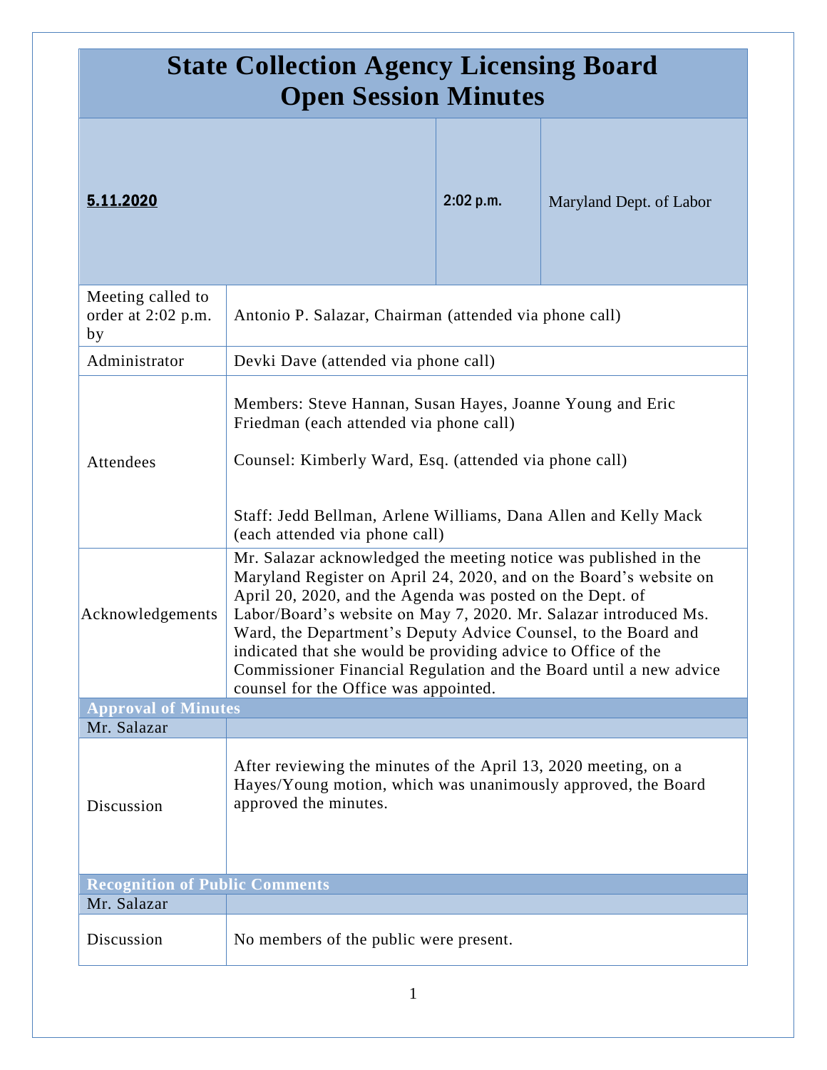# State Collection Agency Licensing Board
# Open Session Minutes

| **5.11.2020** | **2:02 p.m.** | Maryland Dept. of Labor |
|---|---|---|

| | |
|---|---|
| Meeting called to order at 2:02 p.m. by | Antonio P. Salazar, Chairman (attended via phone call) |
| Administrator | Devki Dave (attended via phone call) |
| Attendees | Members: Steve Hannan, Susan Hayes, Joanne Young and Eric Friedman (each attended via phone call)<br><br>Counsel: Kimberly Ward, Esq. (attended via phone call)<br><br>Staff: Jedd Bellman, Arlene Williams, Dana Allen and Kelly Mack (each attended via phone call) |
| Acknowledgements | Mr. Salazar acknowledged the meeting notice was published in the Maryland Register on April 24, 2020, and on the Board's website on April 20, 2020, and the Agenda was posted on the Dept. of Labor/Board's website on May 7, 2020. Mr. Salazar introduced Ms. Ward, the Department's Deputy Advice Counsel, to the Board and indicated that she would be providing advice to Office of the Commissioner Financial Regulation and the Board until a new advice counsel for the Office was appointed. |

## Approval of Minutes

| Mr. Salazar | |
|---|---|
| Discussion | After reviewing the minutes of the April 13, 2020 meeting, on a Hayes/Young motion, which was unanimously approved, the Board approved the minutes. |

## Recognition of Public Comments

| Mr. Salazar | |
|---|---|
| Discussion | No members of the public were present. |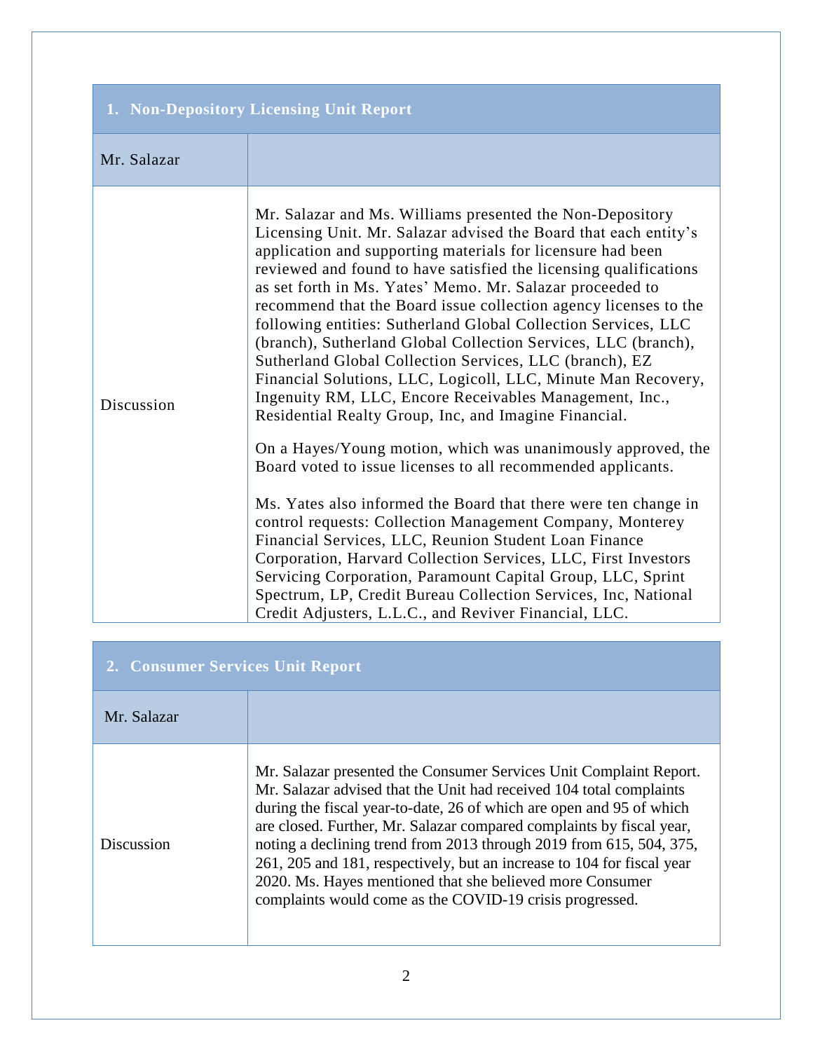| 1. Non-Depository Licensing Unit Report | |
|---|---|
| Mr. Salazar | |
| Discussion | Mr. Salazar and Ms. Williams presented the Non-Depository Licensing Unit. Mr. Salazar advised the Board that each entity's application and supporting materials for licensure had been reviewed and found to have satisfied the licensing qualifications as set forth in Ms. Yates' Memo. Mr. Salazar proceeded to recommend that the Board issue collection agency licenses to the following entities: Sutherland Global Collection Services, LLC (branch), Sutherland Global Collection Services, LLC (branch), Sutherland Global Collection Services, LLC (branch), EZ Financial Solutions, LLC, Logicoll, LLC, Minute Man Recovery, Ingenuity RM, LLC, Encore Receivables Management, Inc., Residential Realty Group, Inc, and Imagine Financial.<br><br>On a Hayes/Young motion, which was unanimously approved, the Board voted to issue licenses to all recommended applicants.<br><br>Ms. Yates also informed the Board that there were ten change in control requests: Collection Management Company, Monterey Financial Services, LLC, Reunion Student Loan Finance Corporation, Harvard Collection Services, LLC, First Investors Servicing Corporation, Paramount Capital Group, LLC, Sprint Spectrum, LP, Credit Bureau Collection Services, Inc, National Credit Adjusters, L.L.C., and Reviver Financial, LLC. |

| 2. Consumer Services Unit Report | |
|---|---|
| Mr. Salazar | |
| Discussion | Mr. Salazar presented the Consumer Services Unit Complaint Report. Mr. Salazar advised that the Unit had received 104 total complaints during the fiscal year-to-date, 26 of which are open and 95 of which are closed. Further, Mr. Salazar compared complaints by fiscal year, noting a declining trend from 2013 through 2019 from 615, 504, 375, 261, 205 and 181, respectively, but an increase to 104 for fiscal year 2020. Ms. Hayes mentioned that she believed more Consumer complaints would come as the COVID-19 crisis progressed. |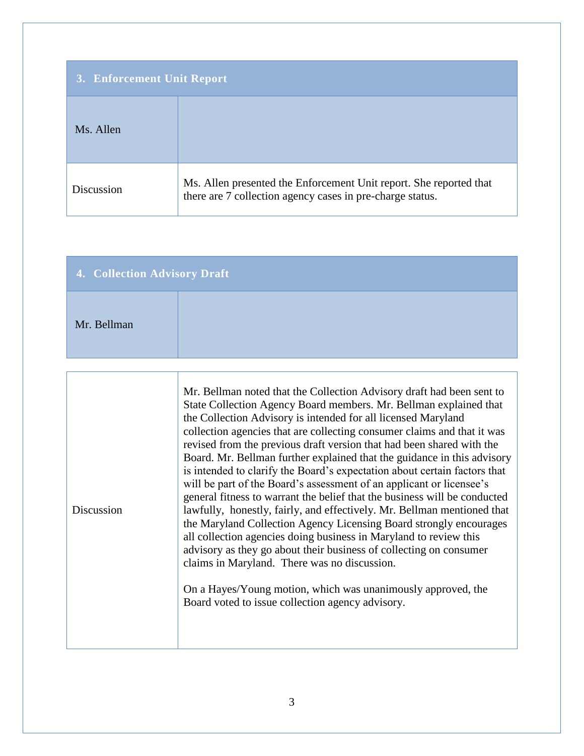## 3. Enforcement Unit Report

| Ms. Allen | |
|---|---|
| Discussion | Ms. Allen presented the Enforcement Unit report. She reported that there are 7 collection agency cases in pre-charge status. |

## 4. Collection Advisory Draft

| Mr. Bellman | |
|---|---|
| Discussion | Mr. Bellman noted that the Collection Advisory draft had been sent to State Collection Agency Board members. Mr. Bellman explained that the Collection Advisory is intended for all licensed Maryland collection agencies that are collecting consumer claims and that it was revised from the previous draft version that had been shared with the Board. Mr. Bellman further explained that the guidance in this advisory is intended to clarify the Board's expectation about certain factors that will be part of the Board's assessment of an applicant or licensee's general fitness to warrant the belief that the business will be conducted lawfully, honestly, fairly, and effectively. Mr. Bellman mentioned that the Maryland Collection Agency Licensing Board strongly encourages all collection agencies doing business in Maryland to review this advisory as they go about their business of collecting on consumer claims in Maryland. There was no discussion.<br><br>On a Hayes/Young motion, which was unanimously approved, the Board voted to issue collection agency advisory. |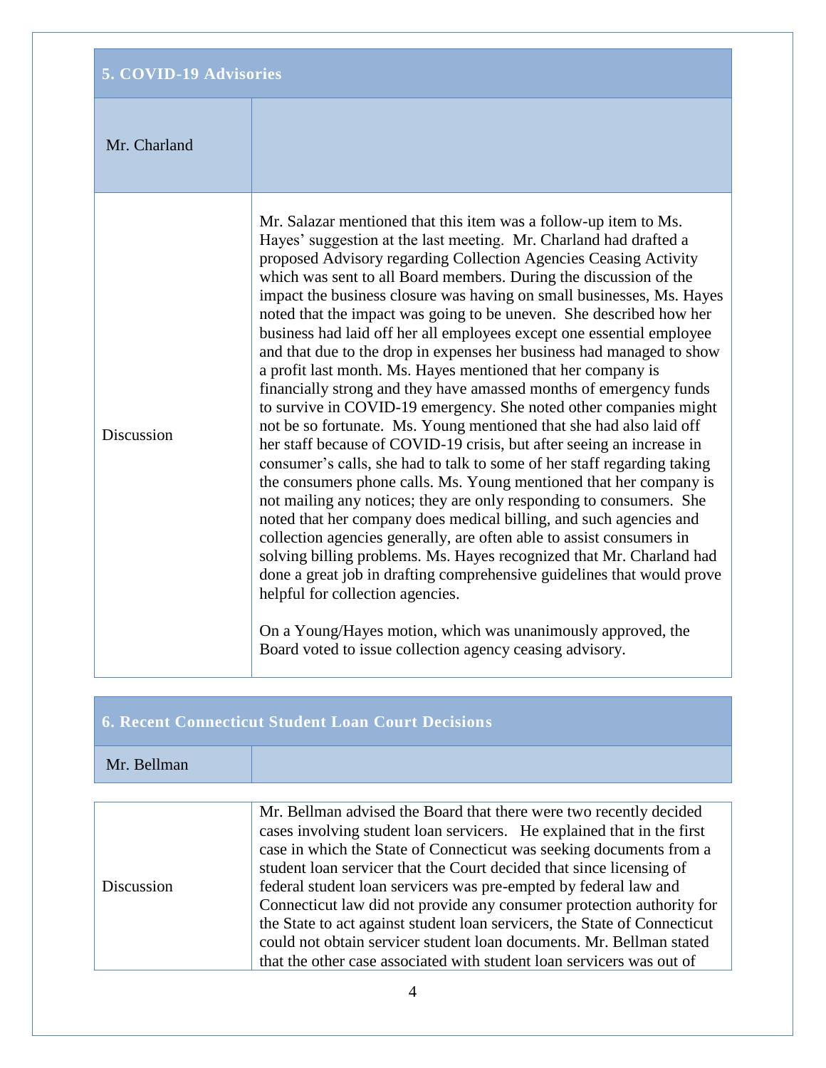| 5. COVID-19 Advisories | |
|---|---|
| Mr. Charland | |
| Discussion | Mr. Salazar mentioned that this item was a follow-up item to Ms. Hayes' suggestion at the last meeting. Mr. Charland had drafted a proposed Advisory regarding Collection Agencies Ceasing Activity which was sent to all Board members. During the discussion of the impact the business closure was having on small businesses, Ms. Hayes noted that the impact was going to be uneven. She described how her business had laid off her all employees except one essential employee and that due to the drop in expenses her business had managed to show a profit last month. Ms. Hayes mentioned that her company is financially strong and they have amassed months of emergency funds to survive in COVID-19 emergency. She noted other companies might not be so fortunate. Ms. Young mentioned that she had also laid off her staff because of COVID-19 crisis, but after seeing an increase in consumer's calls, she had to talk to some of her staff regarding taking the consumers phone calls. Ms. Young mentioned that her company is not mailing any notices; they are only responding to consumers. She noted that her company does medical billing, and such agencies and collection agencies generally, are often able to assist consumers in solving billing problems. Ms. Hayes recognized that Mr. Charland had done a great job in drafting comprehensive guidelines that would prove helpful for collection agencies.<br><br>On a Young/Hayes motion, which was unanimously approved, the Board voted to issue collection agency ceasing advisory. |

| 6. Recent Connecticut Student Loan Court Decisions | |
|---|---|
| Mr. Bellman | |
| Discussion | Mr. Bellman advised the Board that there were two recently decided cases involving student loan servicers. He explained that in the first case in which the State of Connecticut was seeking documents from a student loan servicer that the Court decided that since licensing of federal student loan servicers was pre-empted by federal law and Connecticut law did not provide any consumer protection authority for the State to act against student loan servicers, the State of Connecticut could not obtain servicer student loan documents. Mr. Bellman stated that the other case associated with student loan servicers was out of |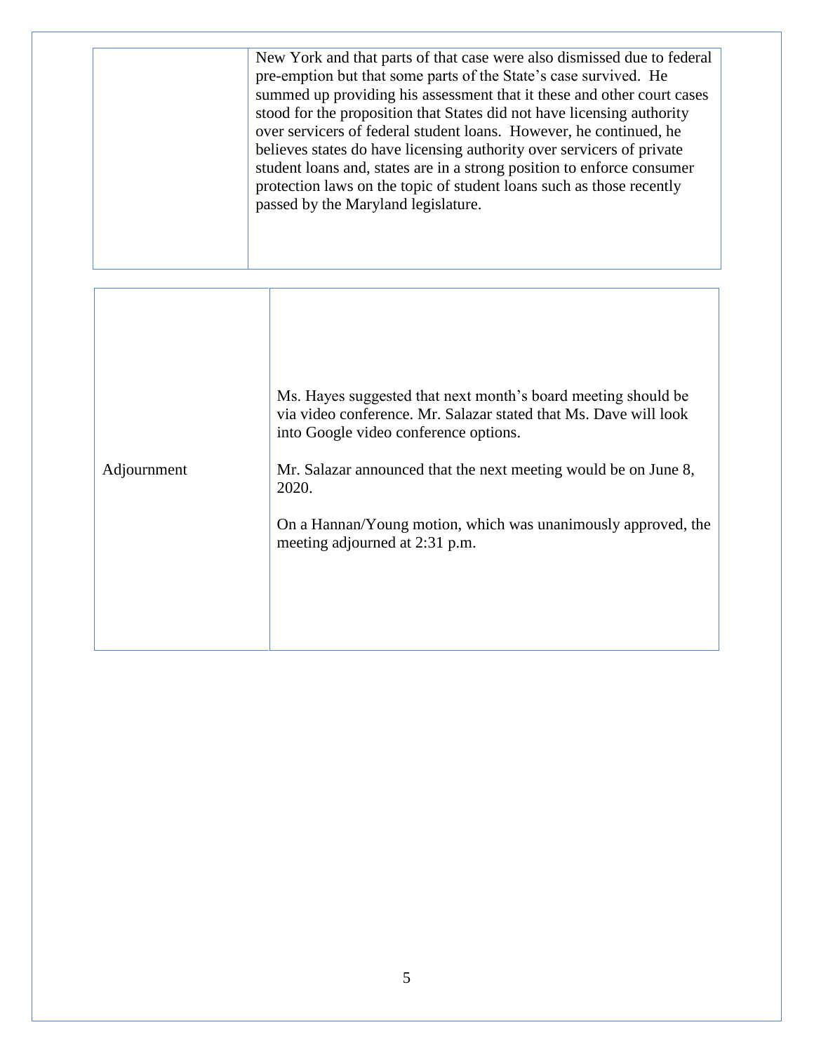| | |
|---|---|
| | New York and that parts of that case were also dismissed due to federal pre-emption but that some parts of the State's case survived. He summed up providing his assessment that it these and other court cases stood for the proposition that States did not have licensing authority over servicers of federal student loans. However, he continued, he believes states do have licensing authority over servicers of private student loans and, states are in a strong position to enforce consumer protection laws on the topic of student loans such as those recently passed by the Maryland legislature. |

| | |
|---|---|
| Adjournment | Ms. Hayes suggested that next month's board meeting should be via video conference. Mr. Salazar stated that Ms. Dave will look into Google video conference options.<br><br>Mr. Salazar announced that the next meeting would be on June 8, 2020.<br><br>On a Hannan/Young motion, which was unanimously approved, the meeting adjourned at 2:31 p.m. |